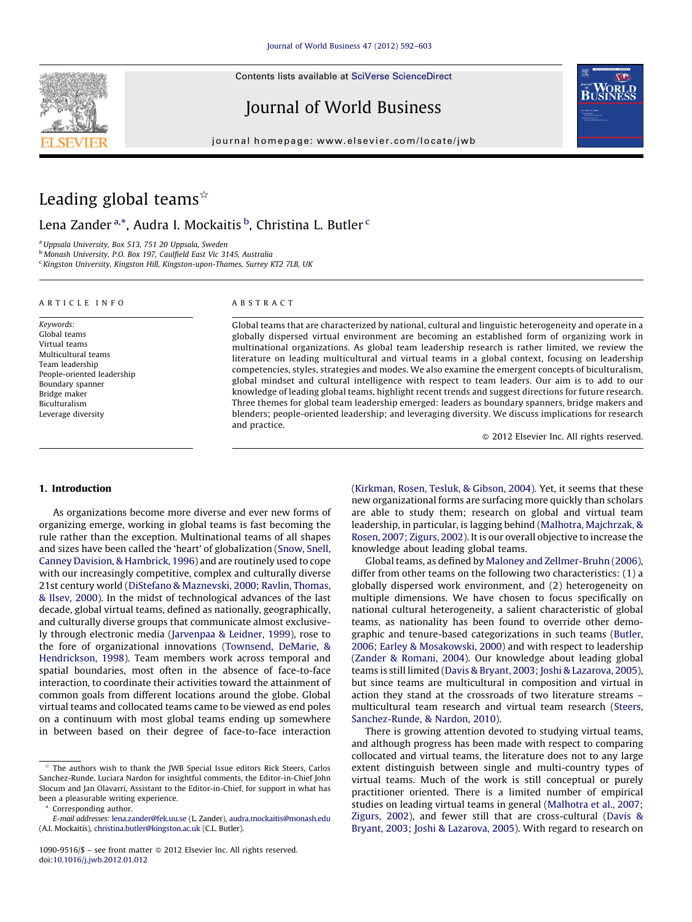# Leading global teams☆

Lena Zander [a,*], Audra I. Mockaitis [b], Christina L. Butler [c]

[a] Uppsala University, Box 513, 751 20 Uppsala, Sweden
[b] Monash University, P.O. Box 197, Caulfield East Vic 3145, Australia
[c] Kingston University, Kingston Hill, Kingston-upon-Thames, Surrey KT2 7LB, UK

**ARTICLE INFO**

*Keywords:*
Global teams
Virtual teams
Multicultural teams
Team leadership
People-oriented leadership
Boundary spanner
Bridge maker
Biculturalism
Leverage diversity

**ABSTRACT**

Global teams that are characterized by national, cultural and linguistic heterogeneity and operate in a globally dispersed virtual environment are becoming an established form of organizing work in multinational organizations. As global team leadership research is rather limited, we review the literature on leading multicultural and virtual teams in a global context, focusing on leadership competencies, styles, strategies and modes. We also examine the emergent concepts of biculturalism, global mindset and cultural intelligence with respect to team leaders. Our aim is to add to our knowledge of leading global teams, highlight recent trends and suggest directions for future research. Three themes for global team leadership emerged: leaders as boundary spanners, bridge makers and blenders; people-oriented leadership; and leveraging diversity. We discuss implications for research and practice.

© 2012 Elsevier Inc. All rights reserved.

## 1. Introduction

As organizations become more diverse and ever new forms of organizing emerge, working in global teams is fast becoming the rule rather than the exception. Multinational teams of all shapes and sizes have been called the 'heart' of globalization (Snow, Snell, Canney Davision, & Hambrick, 1996) and are routinely used to cope with our increasingly competitive, complex and culturally diverse 21st century world (DiStefano & Maznevski, 2000; Ravlin, Thomas, & Ilsev, 2000). In the midst of technological advances of the last decade, global virtual teams, defined as nationally, geographically, and culturally diverse groups that communicate almost exclusively through electronic media (Jarvenpaa & Leidner, 1999), rose to the fore of organizational innovations (Townsend, DeMarie, & Hendrickson, 1998). Team members work across temporal and spatial boundaries, most often in the absence of face-to-face interaction, to coordinate their activities toward the attainment of common goals from different locations around the globe. Global virtual teams and collocated teams came to be viewed as end poles on a continuum with most global teams ending up somewhere in between based on their degree of face-to-face interaction (Kirkman, Rosen, Tesluk, & Gibson, 2004). Yet, it seems that these new organizational forms are surfacing more quickly than scholars are able to study them; research on global and virtual team leadership, in particular, is lagging behind (Malhotra, Majchrzak, & Rosen, 2007; Zigurs, 2002). It is our overall objective to increase the knowledge about leading global teams.

Global teams, as defined by Maloney and Zellmer-Bruhn (2006), differ from other teams on the following two characteristics: (1) a globally dispersed work environment, and (2) heterogeneity on multiple dimensions. We have chosen to focus specifically on national cultural heterogeneity, a salient characteristic of global teams, as nationality has been found to override other demographic and tenure-based categorizations in such teams (Butler, 2006; Earley & Mosakowski, 2000) and with respect to leadership (Zander & Romani, 2004). Our knowledge about leading global teams is still limited (Davis & Bryant, 2003; Joshi & Lazarova, 2005), but since teams are multicultural in composition and virtual in action they stand at the crossroads of two literature streams – multicultural team research and virtual team research (Steers, Sanchez-Runde, & Nardon, 2010).

There is growing attention devoted to studying virtual teams, and although progress has been made with respect to comparing collocated and virtual teams, the literature does not to any large extent distinguish between single and multi-country types of virtual teams. Much of the work is still conceptual or purely practitioner oriented. There is a limited number of empirical studies on leading virtual teams in general (Malhotra et al., 2007; Zigurs, 2002), and fewer still that are cross-cultural (Davis & Bryant, 2003; Joshi & Lazarova, 2005). With regard to research on

☆ The authors wish to thank the JWB Special Issue editors Rick Steers, Carlos Sanchez-Runde, Luciara Nardon for insightful comments, the Editor-in-Chief John Slocum and Jan Olavarri, Assistant to the Editor-in-Chief, for support in what has been a pleasurable writing experience.

\* Corresponding author.
*E-mail addresses:* lena.zander@fek.uu.se (L. Zander), audra.mockaitis@monash.edu (A.I. Mockaitis), christina.butler@kingston.ac.uk (C.L. Butler).

1090-9516/$ – see front matter © 2012 Elsevier Inc. All rights reserved.
doi:10.1016/j.jwb.2012.01.012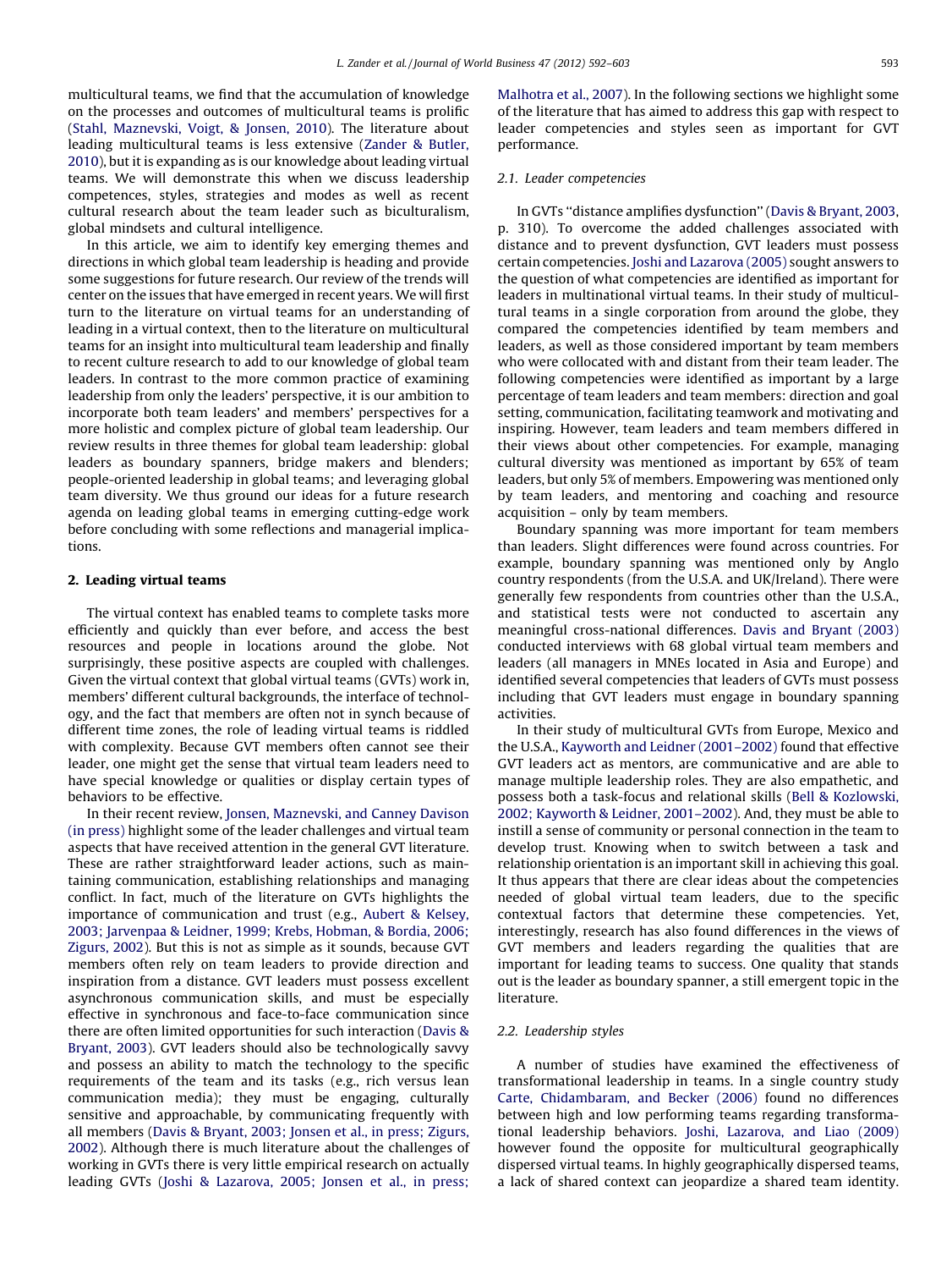multicultural teams, we find that the accumulation of knowledge on the processes and outcomes of multicultural teams is prolific (Stahl, Maznevski, Voigt, & Jonsen, 2010). The literature about leading multicultural teams is less extensive (Zander & Butler, 2010), but it is expanding as is our knowledge about leading virtual teams. We will demonstrate this when we discuss leadership competences, styles, strategies and modes as well as recent cultural research about the team leader such as biculturalism, global mindsets and cultural intelligence.

In this article, we aim to identify key emerging themes and directions in which global team leadership is heading and provide some suggestions for future research. Our review of the trends will center on the issues that have emerged in recent years. We will first turn to the literature on virtual teams for an understanding of leading in a virtual context, then to the literature on multicultural teams for an insight into multicultural team leadership and finally to recent culture research to add to our knowledge of global team leaders. In contrast to the more common practice of examining leadership from only the leaders' perspective, it is our ambition to incorporate both team leaders' and members' perspectives for a more holistic and complex picture of global team leadership. Our review results in three themes for global team leadership: global leaders as boundary spanners, bridge makers and blenders; people-oriented leadership in global teams; and leveraging global team diversity. We thus ground our ideas for a future research agenda on leading global teams in emerging cutting-edge work before concluding with some reflections and managerial implications.

## 2. Leading virtual teams

The virtual context has enabled teams to complete tasks more efficiently and quickly than ever before, and access the best resources and people in locations around the globe. Not surprisingly, these positive aspects are coupled with challenges. Given the virtual context that global virtual teams (GVTs) work in, members' different cultural backgrounds, the interface of technology, and the fact that members are often not in synch because of different time zones, the role of leading virtual teams is riddled with complexity. Because GVT members often cannot see their leader, one might get the sense that virtual team leaders need to have special knowledge or qualities or display certain types of behaviors to be effective.

In their recent review, Jonsen, Maznevski, and Canney Davison (in press) highlight some of the leader challenges and virtual team aspects that have received attention in the general GVT literature. These are rather straightforward leader actions, such as maintaining communication, establishing relationships and managing conflict. In fact, much of the literature on GVTs highlights the importance of communication and trust (e.g., Aubert & Kelsey, 2003; Jarvenpaa & Leidner, 1999; Krebs, Hobman, & Bordia, 2006; Zigurs, 2002). But this is not as simple as it sounds, because GVT members often rely on team leaders to provide direction and inspiration from a distance. GVT leaders must possess excellent asynchronous communication skills, and must be especially effective in synchronous and face-to-face communication since there are often limited opportunities for such interaction (Davis & Bryant, 2003). GVT leaders should also be technologically savvy and possess an ability to match the technology to the specific requirements of the team and its tasks (e.g., rich versus lean communication media); they must be engaging, culturally sensitive and approachable, by communicating frequently with all members (Davis & Bryant, 2003; Jonsen et al., in press; Zigurs, 2002). Although there is much literature about the challenges of working in GVTs there is very little empirical research on actually leading GVTs (Joshi & Lazarova, 2005; Jonsen et al., in press; Malhotra et al., 2007). In the following sections we highlight some of the literature that has aimed to address this gap with respect to leader competencies and styles seen as important for GVT performance.

### 2.1. Leader competencies

In GVTs ''distance amplifies dysfunction'' (Davis & Bryant, 2003, p. 310). To overcome the added challenges associated with distance and to prevent dysfunction, GVT leaders must possess certain competencies. Joshi and Lazarova (2005) sought answers to the question of what competencies are identified as important for leaders in multinational virtual teams. In their study of multicultural teams in a single corporation from around the globe, they compared the competencies identified by team members and leaders, as well as those considered important by team members who were collocated with and distant from their team leader. The following competencies were identified as important by a large percentage of team leaders and team members: direction and goal setting, communication, facilitating teamwork and motivating and inspiring. However, team leaders and team members differed in their views about other competencies. For example, managing cultural diversity was mentioned as important by 65% of team leaders, but only 5% of members. Empowering was mentioned only by team leaders, and mentoring and coaching and resource acquisition – only by team members.

Boundary spanning was more important for team members than leaders. Slight differences were found across countries. For example, boundary spanning was mentioned only by Anglo country respondents (from the U.S.A. and UK/Ireland). There were generally few respondents from countries other than the U.S.A., and statistical tests were not conducted to ascertain any meaningful cross-national differences. Davis and Bryant (2003) conducted interviews with 68 global virtual team members and leaders (all managers in MNEs located in Asia and Europe) and identified several competencies that leaders of GVTs must possess including that GVT leaders must engage in boundary spanning activities.

In their study of multicultural GVTs from Europe, Mexico and the U.S.A., Kayworth and Leidner (2001–2002) found that effective GVT leaders act as mentors, are communicative and are able to manage multiple leadership roles. They are also empathetic, and possess both a task-focus and relational skills (Bell & Kozlowski, 2002; Kayworth & Leidner, 2001–2002). And, they must be able to instill a sense of community or personal connection in the team to develop trust. Knowing when to switch between a task and relationship orientation is an important skill in achieving this goal. It thus appears that there are clear ideas about the competencies needed of global virtual team leaders, due to the specific contextual factors that determine these competencies. Yet, interestingly, research has also found differences in the views of GVT members and leaders regarding the qualities that are important for leading teams to success. One quality that stands out is the leader as boundary spanner, a still emergent topic in the literature.

### 2.2. Leadership styles

A number of studies have examined the effectiveness of transformational leadership in teams. In a single country study Carte, Chidambaram, and Becker (2006) found no differences between high and low performing teams regarding transformational leadership behaviors. Joshi, Lazarova, and Liao (2009) however found the opposite for multicultural geographically dispersed virtual teams. In highly geographically dispersed teams, a lack of shared context can jeopardize a shared team identity.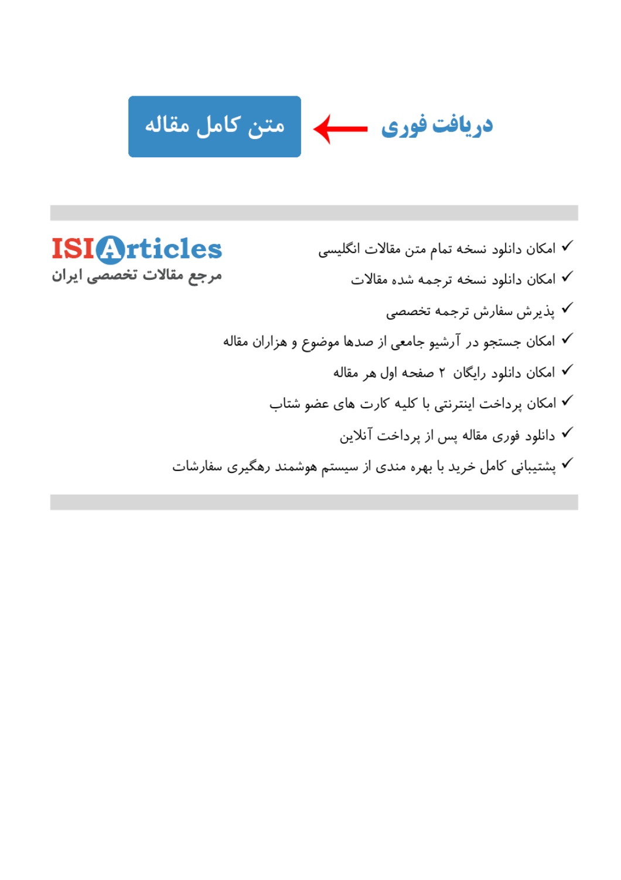دریافت فوری ← **متن کامل مقاله**

**ISIArticles**
مرجع مقالات تخصصی ایران

- ✓ امکان دانلود نسخه تمام متن مقالات انگلیسی
- ✓ امکان دانلود نسخه ترجمه شده مقالات
- ✓ پذیرش سفارش ترجمه تخصصی
- ✓ امکان جستجو در آرشیو جامعی از صدها موضوع و هزاران مقاله
- ✓ امکان دانلود رایگان ۲ صفحه اول هر مقاله
- ✓ امکان پرداخت اینترنتی با کلیه کارت های عضو شتاب
- ✓ دانلود فوری مقاله پس از پرداخت آنلاین
- ✓ پشتیبانی کامل خرید با بهره مندی از سیستم هوشمند رهگیری سفارشات